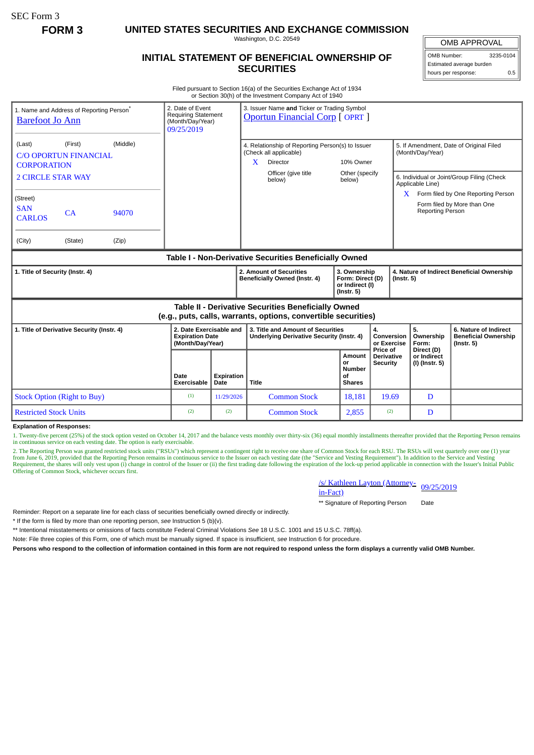SEC Form 3

**FORM 3**

# UNITED STATES SECURITIES AND EXCHANGE COMMISSION

Washington, D.C. 20549

## INITIAL STATEMENT OF BENEFICIAL OWNERSHIP OF SECURITIES

| OMB APPROVAL | |
|---|---|
| OMB Number: | 3235-0104 |
| Estimated average burden | |
| hours per response: | 0.5 |

Filed pursuant to Section 16(a) of the Securities Exchange Act of 1934
or Section 30(h) of the Investment Company Act of 1940

1. Name and Address of Reporting Person*
Barefoot Jo Ann

(Last) (First) (Middle)
C/O OPORTUN FINANCIAL CORPORATION
2 CIRCLE STAR WAY

(Street)
SAN CARLOS CA 94070

(City) (State) (Zip)

2. Date of Event Requiring Statement (Month/Day/Year)
09/25/2019

3. Issuer Name **and** Ticker or Trading Symbol
Oportun Financial Corp [ OPRT ]

4. Relationship of Reporting Person(s) to Issuer (Check all applicable)
X Director
10% Owner
Officer (give title below)
Other (specify below)

5. If Amendment, Date of Original Filed (Month/Day/Year)

6. Individual or Joint/Group Filing (Check Applicable Line)
X Form filed by One Reporting Person
Form filed by More than One Reporting Person

### Table I - Non-Derivative Securities Beneficially Owned

| 1. Title of Security (Instr. 4) | 2. Amount of Securities Beneficially Owned (Instr. 4) | 3. Ownership Form: Direct (D) or Indirect (I) (Instr. 5) | 4. Nature of Indirect Beneficial Ownership (Instr. 5) |
|---|---|---|---|

### Table II - Derivative Securities Beneficially Owned (e.g., puts, calls, warrants, options, convertible securities)

| 1. Title of Derivative Security (Instr. 4) | 2. Date Exercisable and Expiration Date (Month/Day/Year) | | 3. Title and Amount of Securities Underlying Derivative Security (Instr. 4) | | 4. Conversion or Exercise Price of Derivative Security | 5. Ownership Form: Direct (D) or Indirect (I) (Instr. 5) | 6. Nature of Indirect Beneficial Ownership (Instr. 5) |
|---|---|---|---|---|---|---|---|
| | Date Exercisable | Expiration Date | Title | Amount or Number of Shares | | | |
| Stock Option (Right to Buy) | (1) | 11/29/2026 | Common Stock | 18,181 | 19.69 | D | |
| Restricted Stock Units | (2) | (2) | Common Stock | 2,855 | (2) | D | |

**Explanation of Responses:**

1. Twenty-five percent (25%) of the stock option vested on October 14, 2017 and the balance vests monthly over thirty-six (36) equal monthly installments thereafter provided that the Reporting Person remains in continuous service on each vesting date. The option is early exercisable.

2. The Reporting Person was granted restricted stock units ("RSUs") which represent a contingent right to receive one share of Common Stock for each RSU. The RSUs will vest quarterly over one (1) year from June 6, 2019, provided that the Reporting Person remains in continuous service to the Issuer on each vesting date (the "Service and Vesting Requirement"). In addition to the Service and Vesting Requirement, the shares will only vest upon (i) change in control of the Issuer or (ii) the first trading date following the expiration of the lock-up period applicable in connection with the Issuer's Initial Public Offering of Common Stock, whichever occurs first.

/s/ Kathleen Layton (Attorney-in-Fact) 09/25/2019

** Signature of Reporting Person Date

Reminder: Report on a separate line for each class of securities beneficially owned directly or indirectly.

* If the form is filed by more than one reporting person, *see* Instruction 5 (b)(v).

** Intentional misstatements or omissions of facts constitute Federal Criminal Violations *See* 18 U.S.C. 1001 and 15 U.S.C. 78ff(a).

Note: File three copies of this Form, one of which must be manually signed. If space is insufficient, *see* Instruction 6 for procedure.

**Persons who respond to the collection of information contained in this form are not required to respond unless the form displays a currently valid OMB Number.**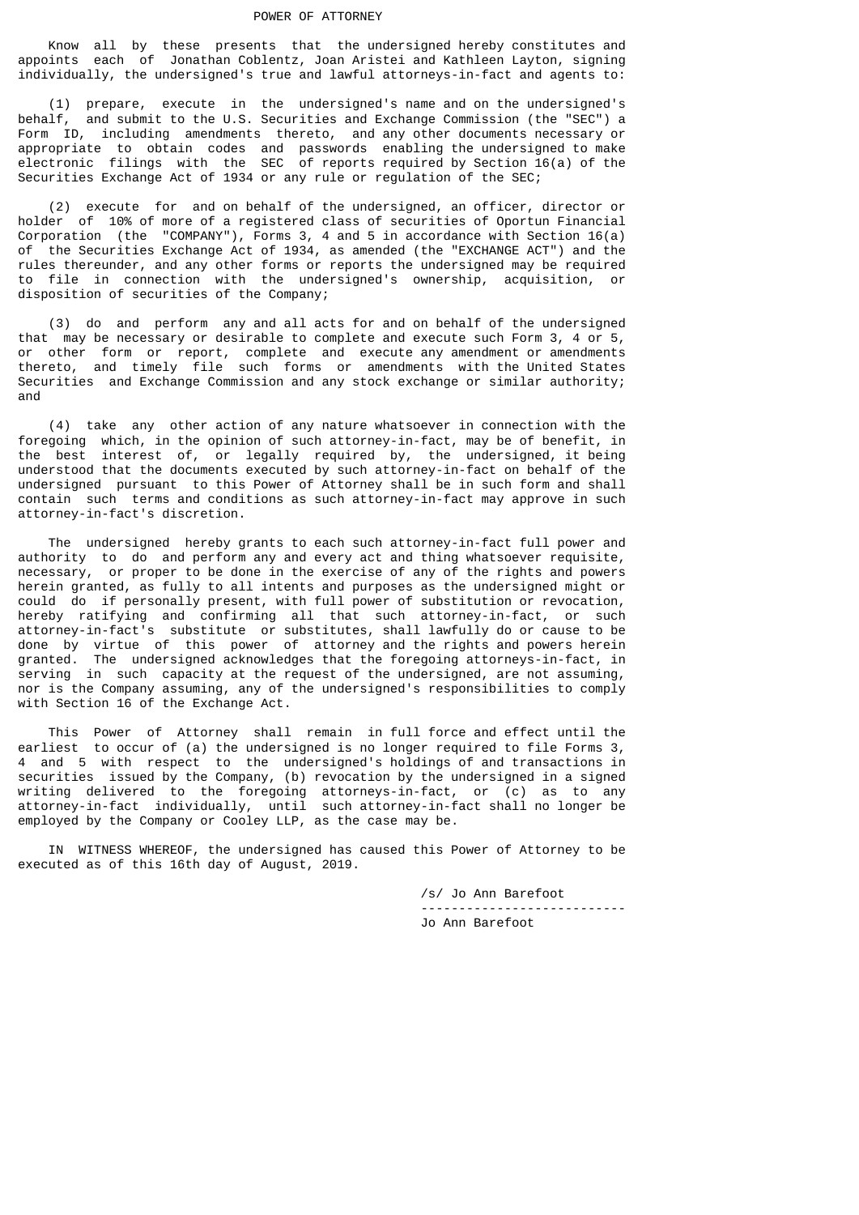# POWER OF ATTORNEY

Know all by these presents that the undersigned hereby constitutes and appoints each of Jonathan Coblentz, Joan Aristei and Kathleen Layton, signing individually, the undersigned's true and lawful attorneys-in-fact and agents to:

(1) prepare, execute in the undersigned's name and on the undersigned's behalf, and submit to the U.S. Securities and Exchange Commission (the "SEC") a Form ID, including amendments thereto, and any other documents necessary or appropriate to obtain codes and passwords enabling the undersigned to make electronic filings with the SEC of reports required by Section 16(a) of the Securities Exchange Act of 1934 or any rule or regulation of the SEC;

(2) execute for and on behalf of the undersigned, an officer, director or holder of 10% of more of a registered class of securities of Oportun Financial Corporation (the "COMPANY"), Forms 3, 4 and 5 in accordance with Section 16(a) of the Securities Exchange Act of 1934, as amended (the "EXCHANGE ACT") and the rules thereunder, and any other forms or reports the undersigned may be required to file in connection with the undersigned's ownership, acquisition, or disposition of securities of the Company;

(3) do and perform any and all acts for and on behalf of the undersigned that may be necessary or desirable to complete and execute such Form 3, 4 or 5, or other form or report, complete and execute any amendment or amendments thereto, and timely file such forms or amendments with the United States Securities and Exchange Commission and any stock exchange or similar authority; and

(4) take any other action of any nature whatsoever in connection with the foregoing which, in the opinion of such attorney-in-fact, may be of benefit, in the best interest of, or legally required by, the undersigned, it being understood that the documents executed by such attorney-in-fact on behalf of the undersigned pursuant to this Power of Attorney shall be in such form and shall contain such terms and conditions as such attorney-in-fact may approve in such attorney-in-fact's discretion.

The undersigned hereby grants to each such attorney-in-fact full power and authority to do and perform any and every act and thing whatsoever requisite, necessary, or proper to be done in the exercise of any of the rights and powers herein granted, as fully to all intents and purposes as the undersigned might or could do if personally present, with full power of substitution or revocation, hereby ratifying and confirming all that such attorney-in-fact, or such attorney-in-fact's substitute or substitutes, shall lawfully do or cause to be done by virtue of this power of attorney and the rights and powers herein granted. The undersigned acknowledges that the foregoing attorneys-in-fact, in serving in such capacity at the request of the undersigned, are not assuming, nor is the Company assuming, any of the undersigned's responsibilities to comply with Section 16 of the Exchange Act.

This Power of Attorney shall remain in full force and effect until the earliest to occur of (a) the undersigned is no longer required to file Forms 3, 4 and 5 with respect to the undersigned's holdings of and transactions in securities issued by the Company, (b) revocation by the undersigned in a signed writing delivered to the foregoing attorneys-in-fact, or (c) as to any attorney-in-fact individually, until such attorney-in-fact shall no longer be employed by the Company or Cooley LLP, as the case may be.

IN WITNESS WHEREOF, the undersigned has caused this Power of Attorney to be executed as of this 16th day of August, 2019.

/s/ Jo Ann Barefoot

---------------------------

Jo Ann Barefoot